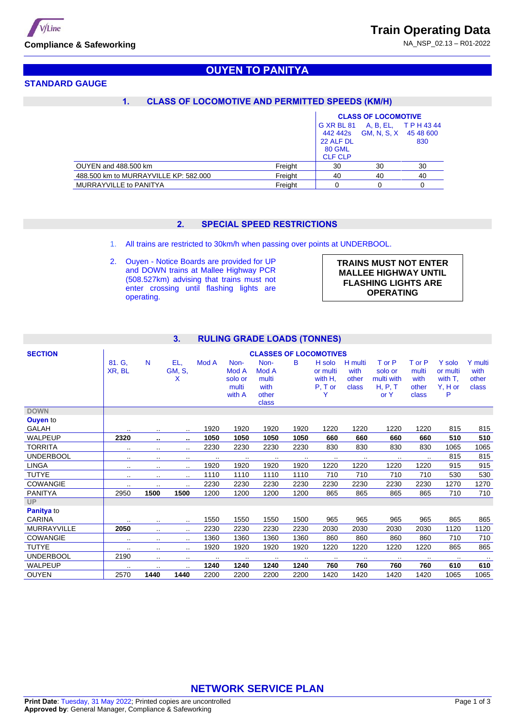# OUYEN TO PANITYA

## STANDARD GAUGE

### 1. CLASS OF LOCOMOTIVE AND PERMITTED SPEEDS (KM/H)

| | | CLASS OF LOCOMOTIVE | | |
|---|---|---|---|---|
| | | G XR BL 81 442 442s 22 ALF DL 80 GML CLF CLP | A, B, EL, GM, N, S, X | T P H 43 44 45 48 600 830 |
| OUYEN and 488.500 km | Freight | 30 | 30 | 30 |
| 488.500 km to MURRAYVILLE KP: 582.000 | Freight | 40 | 40 | 40 |
| MURRAYVILLE to PANITYA | Freight | 0 | 0 | 0 |

### 2. SPECIAL SPEED RESTRICTIONS

1. All trains are restricted to 30km/h when passing over points at UNDERBOOL.
2. Ouyen - Notice Boards are provided for UP and DOWN trains at Mallee Highway PCR (508.527km) advising that trains must not enter crossing until flashing lights are operating.

**TRAINS MUST NOT ENTER MALLEE HIGHWAY UNTIL FLASHING LIGHTS ARE OPERATING**

### 3. RULING GRADE LOADS (TONNES)

| SECTION | CLASSES OF LOCOMOTIVES | | | | | | | | | | | | |
|---|---|---|---|---|---|---|---|---|---|---|---|---|---|
| | 81. G, XR, BL | N | EL, GM, S, X | Mod A | Non-Mod A solo or multi with A | Non-Mod A multi with other class | B | H solo or multi with H, P, T or Y | H multi with other class | T or P solo or multi with H, P, T or Y | T or P multi with other class | Y solo or multi with T, Y, H or P | Y multi with other class |
| **DOWN** | | | | | | | | | | | | | |
| **Ouyen** to | | | | | | | | | | | | | |
| GALAH | .. | .. | .. | 1920 | 1920 | 1920 | 1920 | 1220 | 1220 | 1220 | 1220 | 815 | 815 |
| WALPEUP | **2320** | **..** | **..** | **1050** | **1050** | **1050** | **1050** | **660** | **660** | **660** | **660** | **510** | **510** |
| TORRITA | .. | .. | .. | 2230 | 2230 | 2230 | 2230 | 830 | 830 | 830 | 830 | 1065 | 1065 |
| UNDERBOOL | .. | .. | .. | .. | .. | .. | .. | .. | .. | .. | .. | 815 | 815 |
| LINGA | .. | .. | .. | 1920 | 1920 | 1920 | 1920 | 1220 | 1220 | 1220 | 1220 | 915 | 915 |
| TUTYE | .. | .. | .. | 1110 | 1110 | 1110 | 1110 | 710 | 710 | 710 | 710 | 530 | 530 |
| COWANGIE | .. | .. | .. | 2230 | 2230 | 2230 | 2230 | 2230 | 2230 | 2230 | 2230 | 1270 | 1270 |
| PANITYA | 2950 | **1500** | **1500** | 1200 | 1200 | 1200 | 1200 | 865 | 865 | 865 | 865 | 710 | 710 |
| **UP** | | | | | | | | | | | | | |
| **Panitya** to | | | | | | | | | | | | | |
| CARINA | .. | .. | .. | 1550 | 1550 | 1550 | 1500 | 965 | 965 | 965 | 965 | 865 | 865 |
| MURRAYVILLE | **2050** | .. | .. | 2230 | 2230 | 2230 | 2230 | 2030 | 2030 | 2030 | 2030 | 1120 | 1120 |
| COWANGIE | .. | .. | .. | 1360 | 1360 | 1360 | 1360 | 860 | 860 | 860 | 860 | 710 | 710 |
| TUTYE | .. | .. | .. | 1920 | 1920 | 1920 | 1920 | 1220 | 1220 | 1220 | 1220 | 865 | 865 |
| UNDERBOOL | 2190 | .. | .. | .. | .. | .. | .. | .. | .. | .. | .. | .. | .. |
| WALPEUP | .. | .. | .. | **1240** | **1240** | **1240** | **1240** | **760** | **760** | **760** | **760** | **610** | **610** |
| OUYEN | 2570 | **1440** | **1440** | 2200 | 2200 | 2200 | 2200 | 1420 | 1420 | 1420 | 1420 | 1065 | 1065 |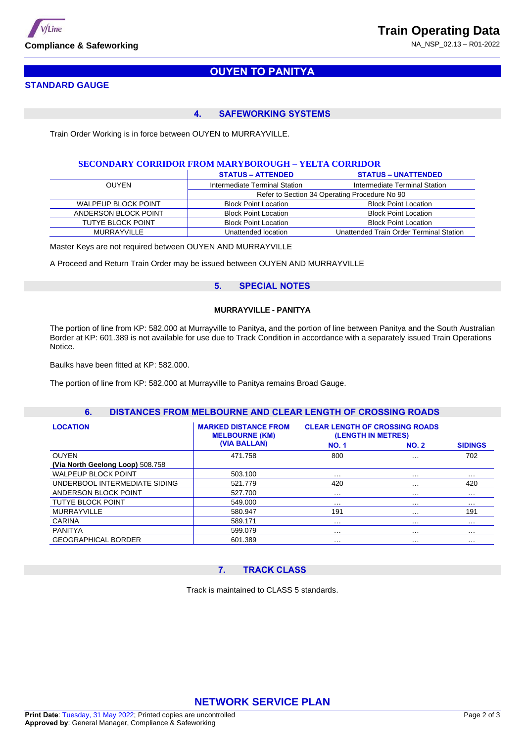## OUYEN TO PANITYA

**STANDARD GAUGE**

### 4. SAFEWORKING SYSTEMS

Train Order Working is in force between OUYEN to MURRAYVILLE.

**SECONDARY CORRIDOR FROM MARYBOROUGH – YELTA CORRIDOR**

| | STATUS – ATTENDED | STATUS – UNATTENDED |
|---|---|---|
| OUYEN | Intermediate Terminal Station | Intermediate Terminal Station |
| | Refer to Section 34 Operating Procedure No 90 | |
| WALPEUP BLOCK POINT | Block Point Location | Block Point Location |
| ANDERSON BLOCK POINT | Block Point Location | Block Point Location |
| TUTYE BLOCK POINT | Block Point Location | Block Point Location |
| MURRAYVILLE | Unattended location | Unattended Train Order Terminal Station |

Master Keys are not required between OUYEN AND MURRAYVILLE

A Proceed and Return Train Order may be issued between OUYEN AND MURRAYVILLE

### 5. SPECIAL NOTES

**MURRAYVILLE - PANITYA**

The portion of line from KP: 582.000 at Murrayville to Panitya, and the portion of line between Panitya and the South Australian Border at KP: 601.389 is not available for use due to Track Condition in accordance with a separately issued Train Operations Notice.

Baulks have been fitted at KP: 582.000.

The portion of line from KP: 582.000 at Murrayville to Panitya remains Broad Gauge.

### 6. DISTANCES FROM MELBOURNE AND CLEAR LENGTH OF CROSSING ROADS

| LOCATION | MARKED DISTANCE FROM MELBOURNE (KM) (VIA BALLAN) | CLEAR LENGTH OF CROSSING ROADS (LENGTH IN METRES) | | |
|---|---|---|---|---|
| | | NO. 1 | NO. 2 | SIDINGS |
| OUYEN **(Via North Geelong Loop)** 508.758 | 471.758 | 800 | … | 702 |
| WALPEUP BLOCK POINT | 503.100 | … | … | … |
| UNDERBOOL INTERMEDIATE SIDING | 521.779 | 420 | … | 420 |
| ANDERSON BLOCK POINT | 527.700 | … | … | … |
| TUTYE BLOCK POINT | 549.000 | … | … | … |
| MURRAYVILLE | 580.947 | 191 | … | 191 |
| CARINA | 589.171 | … | … | … |
| PANITYA | 599.079 | … | … | … |
| GEOGRAPHICAL BORDER | 601.389 | … | … | … |

### 7. TRACK CLASS

Track is maintained to CLASS 5 standards.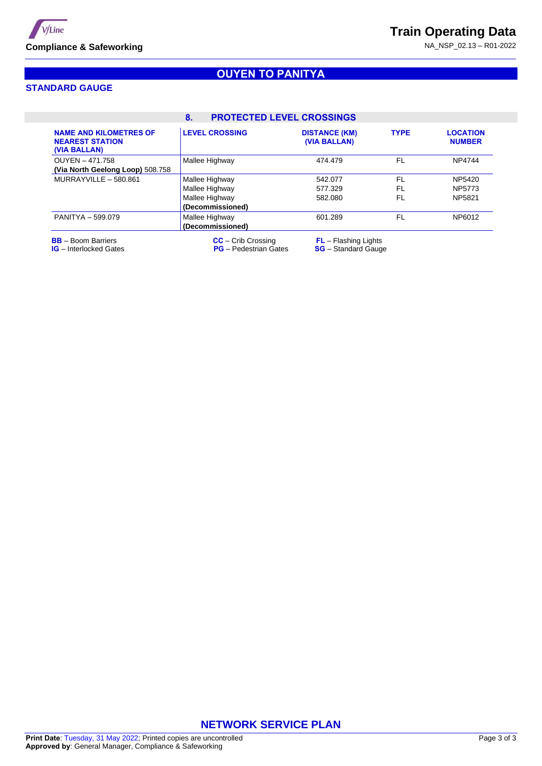## OUYEN TO PANITYA

### STANDARD GAUGE

### 8. PROTECTED LEVEL CROSSINGS

| NAME AND KILOMETRES OF NEAREST STATION (VIA BALLAN) | LEVEL CROSSING | DISTANCE (KM) (VIA BALLAN) | TYPE | LOCATION NUMBER |
|---|---|---|---|---|
| OUYEN – 471.758 **(Via North Geelong Loop)** 508.758 | Mallee Highway | 474.479 | FL | NP4744 |
| MURRAYVILLE – 580.861 | Mallee Highway | 542.077 | FL | NP5420 |
| | Mallee Highway | 577.329 | FL | NP5773 |
| | Mallee Highway **(Decommissioned)** | 582.080 | FL | NP5821 |
| PANITYA – 599.079 | Mallee Highway **(Decommissioned)** | 601.289 | FL | NP6012 |

**BB** – Boom Barriers
**IG** – Interlocked Gates
**CC** – Crib Crossing
**PG** – Pedestrian Gates
**FL** – Flashing Lights
**SG** – Standard Gauge

**NETWORK SERVICE PLAN**

**Print Date**: Tuesday, 31 May 2022; Printed copies are uncontrolled
**Approved by**: General Manager, Compliance & Safeworking